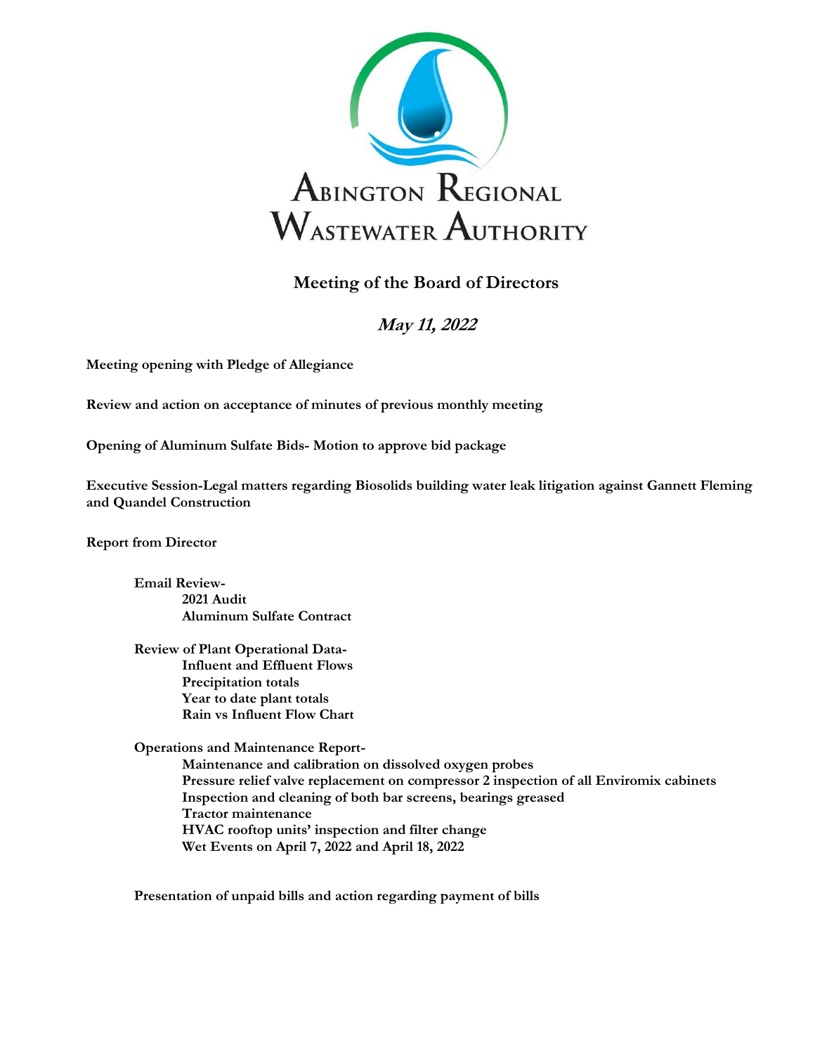# Abington Regional Wastewater Authority

## Meeting of the Board of Directors

### *May 11, 2022*

**Meeting opening with Pledge of Allegiance**

**Review and action on acceptance of minutes of previous monthly meeting**

**Opening of Aluminum Sulfate Bids- Motion to approve bid package**

**Executive Session-Legal matters regarding Biosolids building water leak litigation against Gannett Fleming and Quandel Construction**

**Report from Director**

- **Email Review-**
  - **2021 Audit**
  - **Aluminum Sulfate Contract**
- **Review of Plant Operational Data-**
  - **Influent and Effluent Flows**
  - **Precipitation totals**
  - **Year to date plant totals**
  - **Rain vs Influent Flow Chart**
- **Operations and Maintenance Report-**
  - **Maintenance and calibration on dissolved oxygen probes**
  - **Pressure relief valve replacement on compressor 2 inspection of all Enviromix cabinets**
  - **Inspection and cleaning of both bar screens, bearings greased**
  - **Tractor maintenance**
  - **HVAC rooftop units' inspection and filter change**
  - **Wet Events on April 7, 2022 and April 18, 2022**
- **Presentation of unpaid bills and action regarding payment of bills**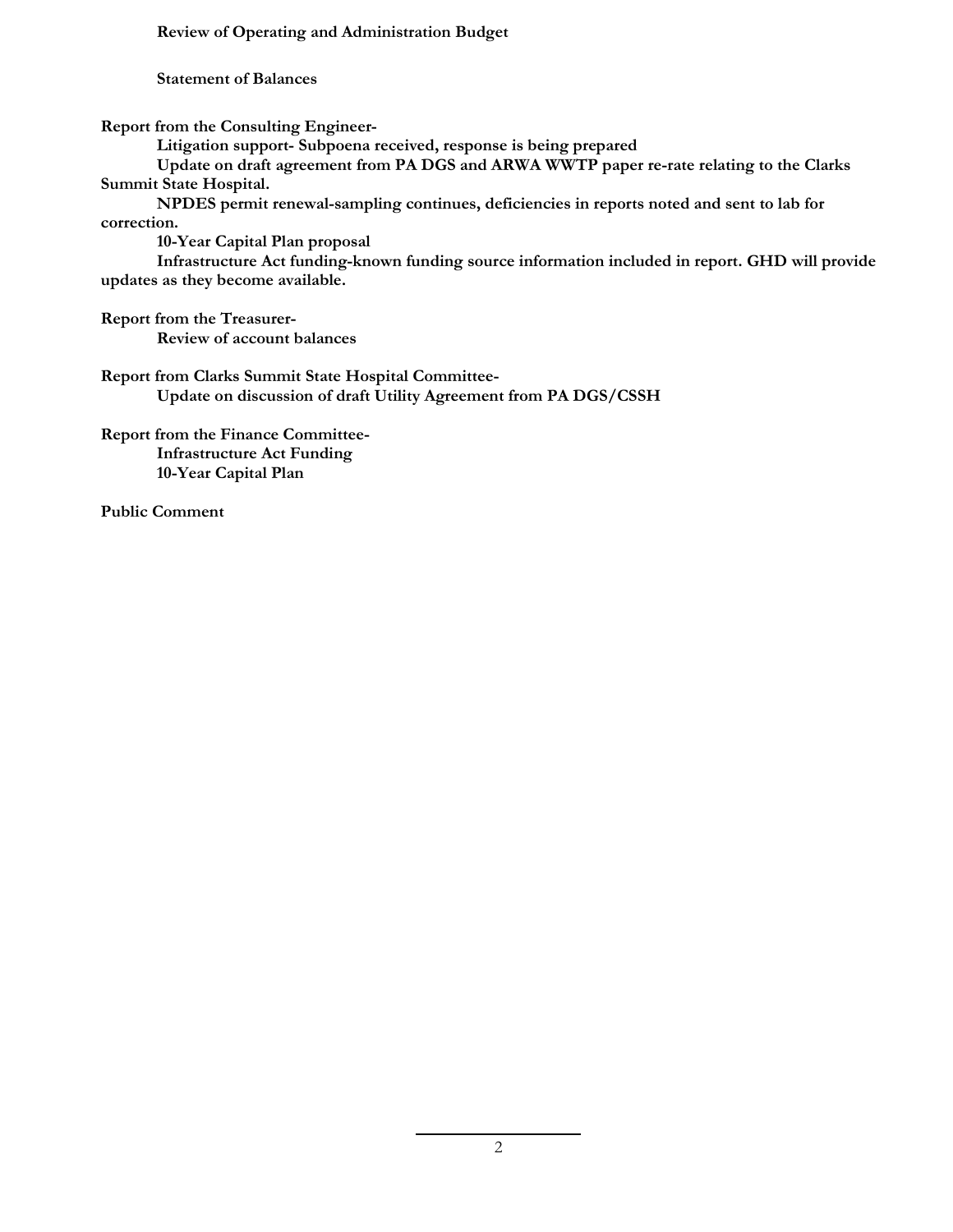**Review of Operating and Administration Budget**

**Statement of Balances**

**Report from the Consulting Engineer-**

**Litigation support- Subpoena received, response is being prepared**

**Update on draft agreement from PA DGS and ARWA WWTP paper re-rate relating to the Clarks Summit State Hospital.**

**NPDES permit renewal-sampling continues, deficiencies in reports noted and sent to lab for correction.**

**10-Year Capital Plan proposal**

**Infrastructure Act funding-known funding source information included in report. GHD will provide updates as they become available.**

**Report from the Treasurer-**

**Review of account balances**

**Report from Clarks Summit State Hospital Committee-**

**Update on discussion of draft Utility Agreement from PA DGS/CSSH**

**Report from the Finance Committee-**

**Infrastructure Act Funding**

**10-Year Capital Plan**

**Public Comment**